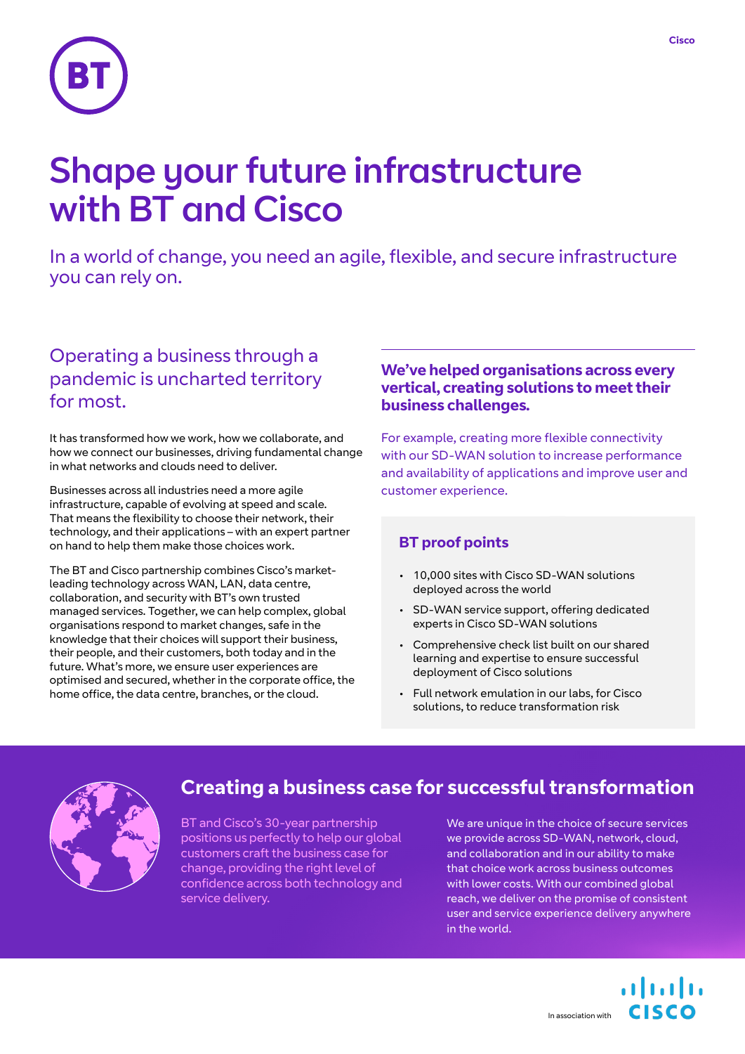# Shape your future infrastructure with BT and Cisco

In a world of change, you need an agile, flexible, and secure infrastructure you can rely on.

## Operating a business through a pandemic is uncharted territory for most.

It has transformed how we work, how we collaborate, and how we connect our businesses, driving fundamental change in what networks and clouds need to deliver.

Businesses across all industries need a more agile infrastructure, capable of evolving at speed and scale. That means the flexibility to choose their network, their technology, and their applications – with an expert partner on hand to help them make those choices work.

The BT and Cisco partnership combines Cisco's market-leading technology across WAN, LAN, data centre, collaboration, and security with BT's own trusted managed services. Together, we can help complex, global organisations respond to market changes, safe in the knowledge that their choices will support their business, their people, and their customers, both today and in the future. What's more, we ensure user experiences are optimised and secured, whether in the corporate office, the home office, the data centre, branches, or the cloud.

**We've helped organisations across every vertical, creating solutions to meet their business challenges.**

For example, creating more flexible connectivity with our SD-WAN solution to increase performance and availability of applications and improve user and customer experience.

### BT proof points

- 10,000 sites with Cisco SD-WAN solutions deployed across the world
- SD-WAN service support, offering dedicated experts in Cisco SD-WAN solutions
- Comprehensive check list built on our shared learning and expertise to ensure successful deployment of Cisco solutions
- Full network emulation in our labs, for Cisco solutions, to reduce transformation risk

## Creating a business case for successful transformation

BT and Cisco's 30-year partnership positions us perfectly to help our global customers craft the business case for change, providing the right level of confidence across both technology and service delivery.

We are unique in the choice of secure services we provide across SD-WAN, network, cloud, and collaboration and in our ability to make that choice work across business outcomes with lower costs. With our combined global reach, we deliver on the promise of consistent user and service experience delivery anywhere in the world.

In association with Cisco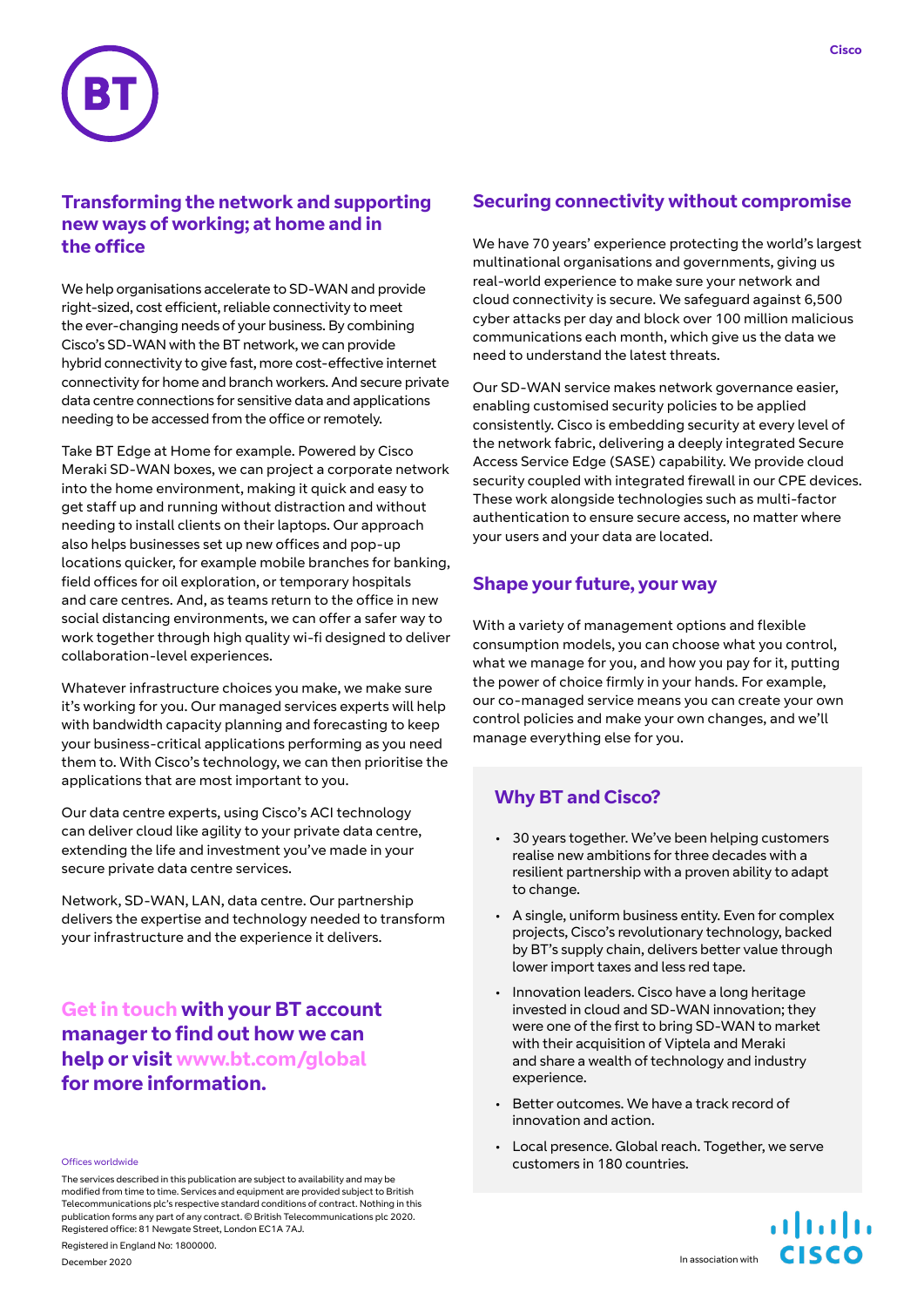## Transforming the network and supporting new ways of working; at home and in the office

We help organisations accelerate to SD-WAN and provide right-sized, cost efficient, reliable connectivity to meet the ever-changing needs of your business. By combining Cisco's SD-WAN with the BT network, we can provide hybrid connectivity to give fast, more cost-effective internet connectivity for home and branch workers. And secure private data centre connections for sensitive data and applications needing to be accessed from the office or remotely.

Take BT Edge at Home for example. Powered by Cisco Meraki SD-WAN boxes, we can project a corporate network into the home environment, making it quick and easy to get staff up and running without distraction and without needing to install clients on their laptops. Our approach also helps businesses set up new offices and pop-up locations quicker, for example mobile branches for banking, field offices for oil exploration, or temporary hospitals and care centres. And, as teams return to the office in new social distancing environments, we can offer a safer way to work together through high quality wi-fi designed to deliver collaboration-level experiences.

Whatever infrastructure choices you make, we make sure it's working for you. Our managed services experts will help with bandwidth capacity planning and forecasting to keep your business-critical applications performing as you need them to. With Cisco's technology, we can then prioritise the applications that are most important to you.

Our data centre experts, using Cisco's ACI technology can deliver cloud like agility to your private data centre, extending the life and investment you've made in your secure private data centre services.

Network, SD-WAN, LAN, data centre. Our partnership delivers the expertise and technology needed to transform your infrastructure and the experience it delivers.

## Securing connectivity without compromise

We have 70 years' experience protecting the world's largest multinational organisations and governments, giving us real-world experience to make sure your network and cloud connectivity is secure. We safeguard against 6,500 cyber attacks per day and block over 100 million malicious communications each month, which give us the data we need to understand the latest threats.

Our SD-WAN service makes network governance easier, enabling customised security policies to be applied consistently. Cisco is embedding security at every level of the network fabric, delivering a deeply integrated Secure Access Service Edge (SASE) capability. We provide cloud security coupled with integrated firewall in our CPE devices. These work alongside technologies such as multi-factor authentication to ensure secure access, no matter where your users and your data are located.

## Shape your future, your way

With a variety of management options and flexible consumption models, you can choose what you control, what we manage for you, and how you pay for it, putting the power of choice firmly in your hands. For example, our co-managed service means you can create your own control policies and make your own changes, and we'll manage everything else for you.

### Why BT and Cisco?

- 30 years together. We've been helping customers realise new ambitions for three decades with a resilient partnership with a proven ability to adapt to change.
- A single, uniform business entity. Even for complex projects, Cisco's revolutionary technology, backed by BT's supply chain, delivers better value through lower import taxes and less red tape.
- Innovation leaders. Cisco have a long heritage invested in cloud and SD-WAN innovation; they were one of the first to bring SD-WAN to market with their acquisition of Viptela and Meraki and share a wealth of technology and industry experience.
- Better outcomes. We have a track record of innovation and action.
- Local presence. Global reach. Together, we serve customers in 180 countries.

**Get in touch with your BT account manager to find out how we can help or visit www.bt.com/global for more information.**

Offices worldwide

The services described in this publication are subject to availability and may be modified from time to time. Services and equipment are provided subject to British Telecommunications plc's respective standard conditions of contract. Nothing in this publication forms any part of any contract. © British Telecommunications plc 2020. Registered office: 81 Newgate Street, London EC1A 7AJ.

Registered in England No: 1800000.

December 2020

In association with Cisco